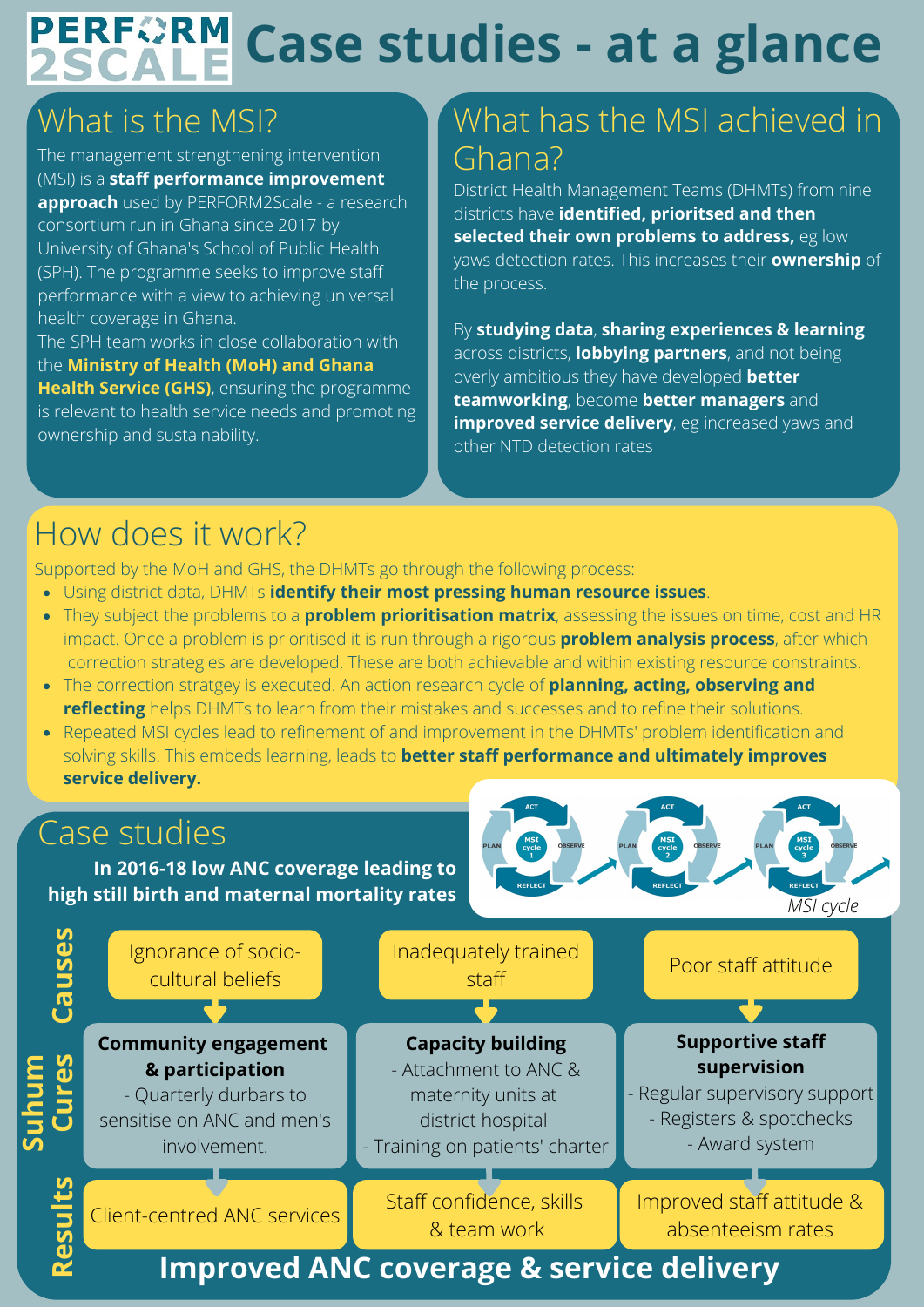# PERFORM2SCALE Case studies - at a glance

## What is the MSI?

The management strengthening intervention (MSI) is a **staff performance improvement approach** used by PERFORM2Scale - a research consortium run in Ghana since 2017 by University of Ghana's School of Public Health (SPH). The programme seeks to improve staff performance with a view to achieving universal health coverage in Ghana.

The SPH team works in close collaboration with the **Ministry of Health (MoH) and Ghana Health Service (GHS)**, ensuring the programme is relevant to health service needs and promoting ownership and sustainability.

## What has the MSI achieved in Ghana?

District Health Management Teams (DHMTs) from nine districts have **identified, prioritsed and then selected their own problems to address,** eg low yaws detection rates. This increases their **ownership** of the process.

By **studying data**, **sharing experiences & learning** across districts, **lobbying partners**, and not being overly ambitious they have developed **better teamworking**, become **better managers** and **improved service delivery**, eg increased yaws and other NTD detection rates

## How does it work?

Supported by the MoH and GHS, the DHMTs go through the following process:

- Using district data, DHMTs **identify their most pressing human resource issues**.
- They subject the problems to a **problem prioritisation matrix**, assessing the issues on time, cost and HR impact. Once a problem is prioritised it is run through a rigorous **problem analysis process**, after which correction strategies are developed. These are both achievable and within existing resource constraints.
- The correction stratgey is executed. An action research cycle of **planning, acting, observing and reflecting** helps DHMTs to learn from their mistakes and successes and to refine their solutions.
- Repeated MSI cycles lead to refinement of and improvement in the DHMTs' problem identification and solving skills. This embeds learning, leads to **better staff performance and ultimately improves service delivery.**

MSI cycle: PLAN → ACT → OBSERVE → REFLECT (MSI cycle 1 → MSI cycle 2 → MSI cycle 3)

## Case studies

**In 2016-18 low ANC coverage leading to high still birth and maternal mortality rates**

### Suhum

| | | | |
|---|---|---|---|
| **Causes** | Ignorance of socio-cultural beliefs | Inadequately trained staff | Poor staff attitude |
| **Cures** | **Community engagement & participation**<br>- Quarterly durbars to sensitise on ANC and men's involvement. | **Capacity building**<br>- Attachment to ANC & maternity units at district hospital<br>- Training on patients' charter | **Supportive staff supervision**<br>- Regular supervisory support<br>- Registers & spotchecks<br>- Award system |
| **Results** | Client-centred ANC services | Staff confidence, skills & team work | Improved staff attitude & absenteeism rates |

**Improved ANC coverage & service delivery**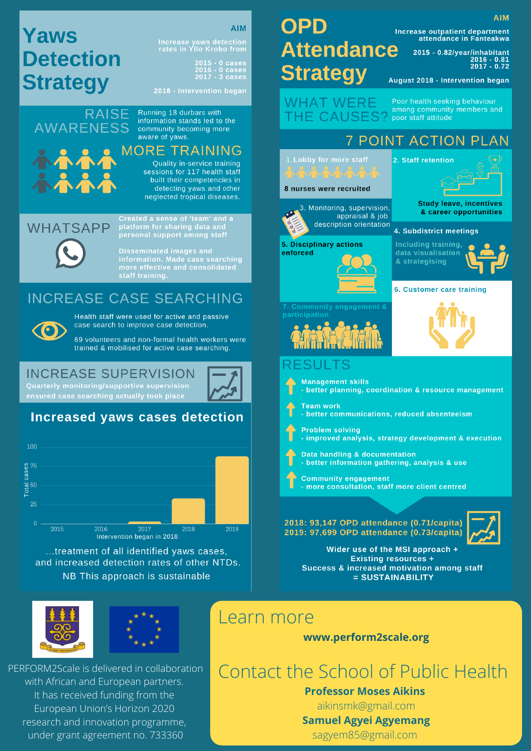# Yaws Detection Strategy

**AIM**

Increase yaws detection rates in Yilo Krobo from

2015 - 0 cases
2016 - 0 cases
2017 - 3 cases

2018 - Intervention began

## RAISE AWARENESS

Running 18 durbars with information stands led to the community becoming more aware of yaws.

## MORE TRAINING

Quality in-service training sessions for 117 health staff built their competencies in detecting yaws and other neglected tropical diseases.

## WHATSAPP

Created a sense of 'team' and a platform for sharing data and personal support among staff

Disseminated images and information. Made case searching more effective and consolidated staff training.

## INCREASE CASE SEARCHING

Health staff were used for active and passive case search to improve case detection.

69 volunteers and non-formal health workers were trained & mobilised for active case searching.

## INCREASE SUPERVISION

Quarterly monitoring/supportive supervision ensured case searching actually took place

## Increased yaws cases detection

Total cases
100
75
50
25
0
2015
2016
2017
2018
2019
Intervention began in 2018

...treatment of all identified yaws cases, and increased detection rates of other NTDs.

NB This approach is sustainable

# OPD Attendance Strategy

**AIM**

Increase outpatient department attendance in Fanteakwa

2015 - 0.82/year/inhabitant
2016 - 0.81
2017 - 0.72

August 2018 - Intervention began

## WHAT WERE THE CAUSES?

Poor health seeking behaviour among community members and poor staff attitude

## 7 POINT ACTION PLAN

1. **Lobby for more staff** – **8 nurses were recruited**
2. **Staff retention** – **Study leave, incentives & career opportunities**
3. Monitoring, supervision, appraisal & job description orientation
4. **Subdistrict meetings** – Including training, data visualisation & strategising
5. **Disciplinary actions enforced**
6. **Customer care training**
7. **Community engagement & participation**

## RESULTS

- **Management skills** - better planning, coordination & resource management
- **Team work** - better communications, reduced absenteeism
- **Problem solving** - improved analysis, strategy development & execution
- **Data handling & documentation** - better information gathering, analysis & use
- **Community engagement** - more consultation, staff more client centred

**2018: 93,147 OPD attendance (0.71/capita)**
**2019: 97,699 OPD attendance (0.73/capita)**

**Wider use of the MSI approach +**
**Existing resources +**
**Success & increased motivation among staff**
**= SUSTAINABILITY**

PERFORM2Scale is delivered in collaboration with African and European partners. It has received funding from the European Union's Horizon 2020 research and innovation programme, under grant agreement no. 733360

## Learn more

**www.perform2scale.org**

## Contact the School of Public Health

**Professor Moses Aikins**
aikinsmk@gmail.com

**Samuel Agyei Agyemang**
sagyem85@gmail.com